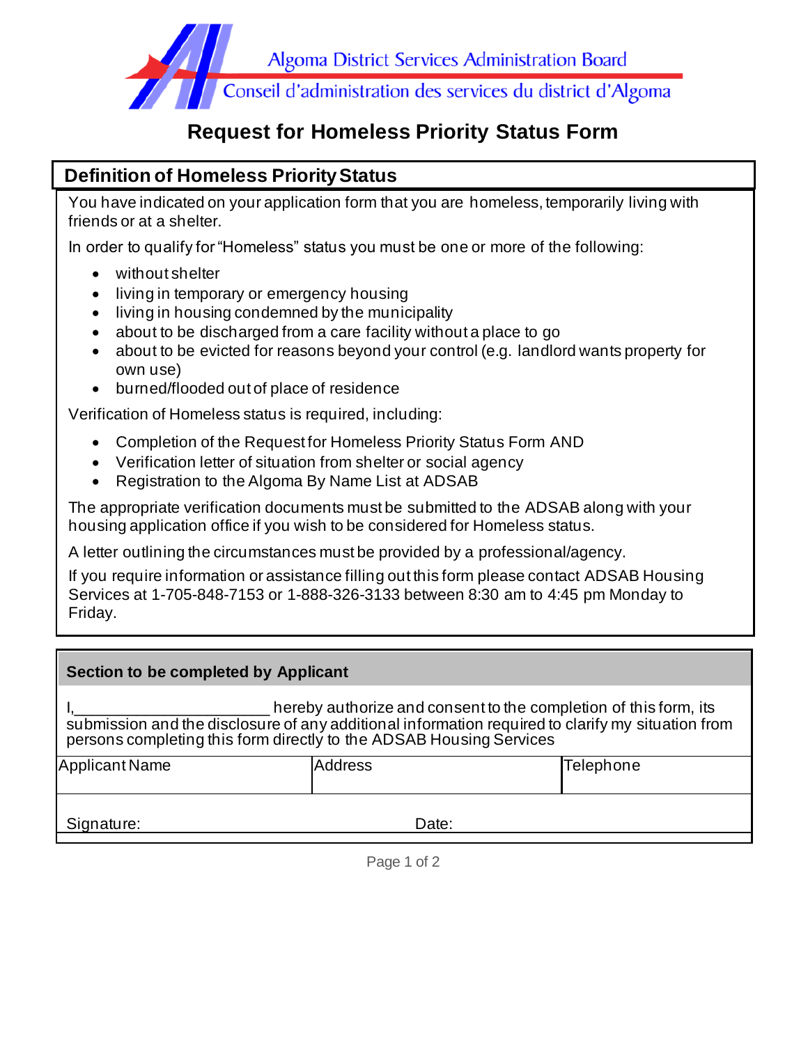Algoma District Services Administration Board

Conseil d'administration des services du district d'Algoma

# Request for Homeless Priority Status Form

## Definition of Homeless Priority Status

You have indicated on your application form that you are homeless, temporarily living with friends or at a shelter.

In order to qualify for "Homeless" status you must be one or more of the following:

- without shelter
- living in temporary or emergency housing
- living in housing condemned by the municipality
- about to be discharged from a care facility without a place to go
- about to be evicted for reasons beyond your control (e.g. landlord wants property for own use)
- burned/flooded out of place of residence

Verification of Homeless status is required, including:

- Completion of the Request for Homeless Priority Status Form AND
- Verification letter of situation from shelter or social agency
- Registration to the Algoma By Name List at ADSAB

The appropriate verification documents must be submitted to the ADSAB along with your housing application office if you wish to be considered for Homeless status.

A letter outlining the circumstances must be provided by a professional/agency.

If you require information or assistance filling out this form please contact ADSAB Housing Services at 1-705-848-7153 or 1-888-326-3133 between 8:30 am to 4:45 pm Monday to Friday.

## Section to be completed by Applicant

I,______________________ hereby authorize and consent to the completion of this form, its submission and the disclosure of any additional information required to clarify my situation from persons completing this form directly to the ADSAB Housing Services

| Applicant Name | Address | Telephone |
| --- | --- | --- |
| | | |

Signature: Date: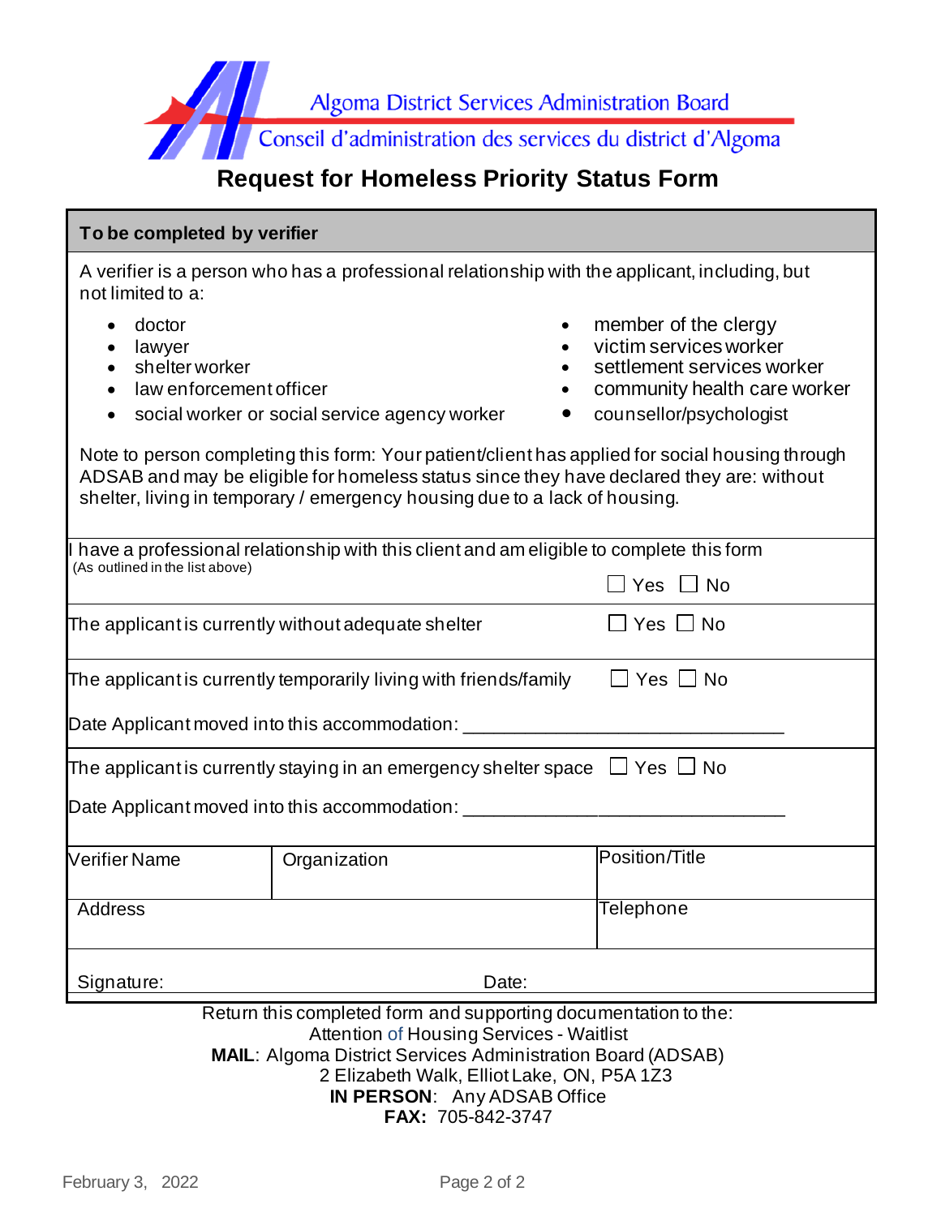Algoma District Services Administration Board

Conseil d'administration des services du district d'Algoma

# Request for Homeless Priority Status Form

## To be completed by verifier

A verifier is a person who has a professional relationship with the applicant, including, but not limited to a:

- doctor
- lawyer
- shelter worker
- law enforcement officer
- social worker or social service agency worker
- member of the clergy
- victim services worker
- settlement services worker
- community health care worker
- counsellor/psychologist

Note to person completing this form: Your patient/client has applied for social housing through ADSAB and may be eligible for homeless status since they have declared they are: without shelter, living in temporary / emergency housing due to a lack of housing.

I have a professional relationship with this client and am eligible to complete this form (As outlined in the list above) ☐ Yes ☐ No

The applicant is currently without adequate shelter ☐ Yes ☐ No

The applicant is currently temporarily living with friends/family ☐ Yes ☐ No

Date Applicant moved into this accommodation: ______________________________

The applicant is currently staying in an emergency shelter space ☐ Yes ☐ No

Date Applicant moved into this accommodation: ______________________________

| Verifier Name | Organization | Position/Title |
|---|---|---|
| Address | | Telephone |

Signature: Date:

Return this completed form and supporting documentation to the:
Attention of Housing Services - Waitlist
**MAIL**: Algoma District Services Administration Board (ADSAB)
2 Elizabeth Walk, Elliot Lake, ON, P5A 1Z3
**IN PERSON**: Any ADSAB Office
**FAX:** 705-842-3747

February 3, 2022